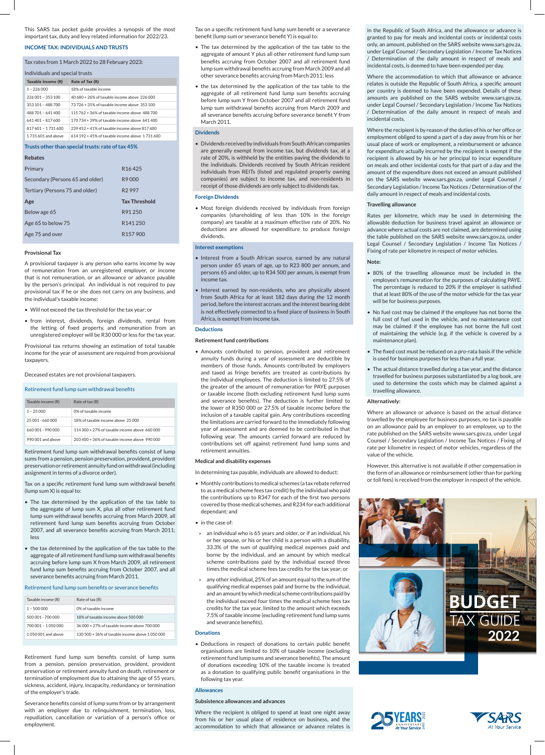This SARS tax pocket guide provides a synopsis of the most important tax, duty and levy related information for 2022/23.

## INCOME TAX: INDIVIDUALS AND TRUSTS

Tax rates from 1 March 2022 to 28 February 2023:

Individuals and special trusts

| Taxable Income (R) | Rate of Tax (R) |
|---|---|
| 1 – 226 000 | 18% of taxable income |
| 226 001 – 353 100 | 40 680 + 26% of taxable income above 226 000 |
| 353 101 – 488 700 | 73 726 + 31% of taxable income above 353 100 |
| 488 701 – 641 400 | 115 762 + 36% of taxable income above 488 700 |
| 641 401 – 817 600 | 170 734 + 39% of taxable income above 641 400 |
| 817 601 – 1 731 600 | 239 452 + 41% of taxable income above 817 600 |
| 1 731 601 and above | 614 192 + 45% of taxable income above 1 731 600 |

**Trusts other than special trusts: rate of tax 45%**

**Rebates**

| | |
|---|---|
| Primary | R16 425 |
| Secondary (Persons 65 and older) | R9 000 |
| Tertiary (Persons 75 and older) | R2 997 |

| Age | Tax Threshold |
|---|---|
| Below age 65 | R91 250 |
| Age 65 to below 75 | R141 250 |
| Age 75 and over | R157 900 |

### Provisional Tax

A provisional taxpayer is any person who earns income by way of remuneration from an unregistered employer, or income that is not remuneration, or an allowance or advance payable by the person's principal. An individual is not required to pay provisional tax if he or she does not carry on any business, and the individual's taxable income:

- Will not exceed the tax threshold for the tax year; or
- from interest, dividends, foreign dividends, rental from the letting of fixed property, and remuneration from an unregistered employer will be R30 000 or less for the tax year.

Provisional tax returns showing an estimation of total taxable income for the year of assessment are required from provisional taxpayers.

Deceased estates are not provisional taxpayers.

### Retirement fund lump sum withdrawal benefits

| Taxable income (R) | Rate of tax (R) |
|---|---|
| 1 – 25 000 | 0% of taxable income |
| 25 001 – 660 000 | 18% of taxable income above 25 000 |
| 660 001 – 990 000 | 114 300 + 27% of taxable income above 660 000 |
| 990 001 and above | 203 400 + 36% of taxable income above 990 000 |

Retirement fund lump sum withdrawal benefits consist of lump sums from a pension, pension preservation, provident, provident preservation or retirement annuity fund on withdrawal (including assignment in terms of a divorce order).

Tax on a specific retirement fund lump sum withdrawal benefit (lump sum X) is equal to:

- The tax determined by the application of the tax table to the aggregate of lump sum X, plus all other retirement fund lump sum withdrawal benefits accruing from March 2009, all retirement fund lump sum benefits accruing from October 2007, and all severance benefits accruing from March 2011; less
- the tax determined by the application of the tax table to the aggregate of all retirement fund lump sum withdrawal benefits accruing before lump sum X from March 2009, all retirement fund lump sum benefits accruing from October 2007, and all severance benefits accruing from March 2011.

### Retirement fund lump sum benefits or severance benefits

| Taxable income (R) | Rate of tax (R) |
|---|---|
| 1 – 500 000 | 0% of taxable income |
| 500 001 – 700 000 | 18% of taxable income above 500 000 |
| 700 001 – 1 050 000 | 36 000 + 27% of taxable income above 700 000 |
| 1 050 001 and above | 130 500 + 36% of taxable income above 1 050 000 |

Retirement fund lump sum benefits consist of lump sums from a pension, pension preservation, provident, provident preservation or retirement annuity fund on death, retirement or termination of employment due to attaining the age of 55 years, sickness, accident, injury, incapacity, redundancy or termination of the employer's trade.

Severance benefits consist of lump sums from or by arrangement with an employer due to relinquishment, termination, loss, repudiation, cancellation or variation of a person's office or employment.

Tax on a specific retirement fund lump sum benefit or a severance benefit (lump sum or severance benefit Y) is equal to:

- The tax determined by the application of the tax table to the aggregate of amount Y plus all other retirement fund lump sum benefits accruing from October 2007 and all retirement fund lump sum withdrawal benefits accruing from March 2009 and all other severance benefits accruing from March 2011; less
- the tax determined by the application of the tax table to the aggregate of all retirement fund lump sum benefits accruing before lump sum Y from October 2007 and all retirement fund lump sum withdrawal benefits accruing from March 2009 and all severance benefits accruing before severance benefit Y from March 2011.

### Dividends

- Dividends received by individuals from South African companies are generally exempt from income tax, but dividends tax, at a rate of 20%, is withheld by the entities paying the dividends to the individuals. Dividends received by South African resident individuals from REITs (listed and regulated property owning companies) are subject to income tax, and non-residents in receipt of those dividends are only subject to dividends tax.

### Foreign Dividends

- Most foreign dividends received by individuals from foreign companies (shareholding of less than 10% in the foreign company) are taxable at a maximum effective rate of 20%. No deductions are allowed for expenditure to produce foreign dividends.

### Interest exemptions

- Interest from a South African source, earned by any natural person under 65 years of age, up to R23 800 per annum, and persons 65 and older, up to R34 500 per annum, is exempt from income tax.
- Interest earned by non-residents, who are physically absent from South Africa for at least 182 days during the 12 month period, before the interest accrues and the interest bearing debt is not effectively connected to a fixed place of business in South Africa, is exempt from income tax.

### Deductions

**Retirement fund contributions**

- Amounts contributed to pension, provident and retirement annuity funds during a year of assessment are deductible by members of those funds. Amounts contributed by employers and taxed as fringe benefits are treated as contributions by the individual employees. The deduction is limited to 27.5% of the greater of the amount of remuneration for PAYE purposes or taxable income (both excluding retirement fund lump sums and severance benefits). The deduction is further limited to the lower of R350 000 or 27.5% of taxable income before the inclusion of a taxable capital gain. Any contributions exceeding the limitations are carried forward to the immediately following year of assessment and are deemed to be contributed in that following year. The amounts carried forward are reduced by contributions set off against retirement fund lump sums and retirement annuities.

**Medical and disability expenses**

In determining tax payable, individuals are allowed to deduct:

- Monthly contributions to medical schemes (a tax rebate referred to as a medical scheme fees tax credit) by the individual who paid the contributions up to R347 for each of the first two persons covered by those medical schemes, and R234 for each additional dependant; and
- in the case of:
  - an individual who is 65 years and older, or if an individual, his or her spouse, or his or her child is a person with a disability, 33.3% of the sum of qualifying medical expenses paid and borne by the individual, and an amount by which medical scheme contributions paid by the individual exceed three times the medical scheme fees tax credits for the tax year; or
  - any other individual, 25% of an amount equal to the sum of the qualifying medical expenses paid and borne by the individual, and an amount by which medical scheme contributions paid by the individual exceed four times the medical scheme fees tax credits for the tax year, limited to the amount which exceeds 7.5% of taxable income (excluding retirement fund lump sums and severance benefits).

### Donations

- Deductions in respect of donations to certain public benefit organisations are limited to 10% of taxable income (excluding retirement fund lump sums and severance benefits). The amount of donations exceeding 10% of the taxable income is treated as a donation to qualifying public benefit organisations in the following tax year.

### Allowances

**Subsistence allowances and advances**

Where the recipient is obliged to spend at least one night away from his or her usual place of residence on business, and the accommodation to which that allowance or advance relates is in the Republic of South Africa, and the allowance or advance is granted to pay for meals and incidental costs or incidental costs only, an amount, published on the SARS website www.sars.gov.za, under Legal Counsel / Secondary Legislation / Income Tax Notices / Determination of the daily amount in respect of meals and incidental costs, is deemed to have been expended per day.

Where the accommodation to which that allowance or advance relates is outside the Republic of South Africa, a specific amount per country is deemed to have been expended. Details of these amounts are published on the SARS website www.sars.gov.za, under Legal Counsel / Secondary Legislation / Income Tax Notices / Determination of the daily amount in respect of meals and incidental costs.

Where the recipient is by reason of the duties of his or her office or employment obliged to spend a part of a day away from his or her usual place of work or employment, a reimbursement or advance for expenditure actually incurred by the recipient is exempt if the recipient is allowed by his or her principal to incur expenditure on meals and other incidental costs for that part of a day and the amount of the expenditure does not exceed an amount published on the SARS website www.sars.gov.za, under Legal Counsel / Secondary Legislation / Income Tax Notices / Determination of the daily amount in respect of meals and incidental costs.

**Travelling allowance**

Rates per kilometre, which may be used in determining the allowable deduction for business travel against an allowance or advance where actual costs are not claimed, are determined using the table published on the SARS website www.sars.gov.za, under Legal Counsel / Secondary Legislation / Income Tax Notices / Fixing of rate per kilometre in respect of motor vehicles.

**Note:**

- 80% of the travelling allowance must be included in the employee's remuneration for the purposes of calculating PAYE. The percentage is reduced to 20% if the employer is satisfied that at least 80% of the use of the motor vehicle for the tax year will be for business purposes.
- No fuel cost may be claimed if the employee has not borne the full cost of fuel used in the vehicle, and no maintenance cost may be claimed if the employee has not borne the full cost of maintaining the vehicle (e.g. if the vehicle is covered by a maintenance plan).
- The fixed cost must be reduced on a pro-rata basis if the vehicle is used for business purposes for less than a full year.
- The actual distance travelled during a tax year, and the distance travelled for business purposes substantiated by a log book, are used to determine the costs which may be claimed against a travelling allowance.

**Alternatively:**

Where an allowance or advance is based on the actual distance travelled by the employee for business purposes, no tax is payable on an allowance paid by an employer to an employee, up to the rate published on the SARS website www.sars.gov.za, under Legal Counsel / Secondary Legislation / Income Tax Notices / Fixing of rate per kilometre in respect of motor vehicles, regardless of the value of the vehicle.

However, this alternative is not available if other compensation in the form of an allowance or reimbursement (other than for parking or toll fees) is received from the employer in respect of the vehicle.

BUDGET TAX GUIDE 2022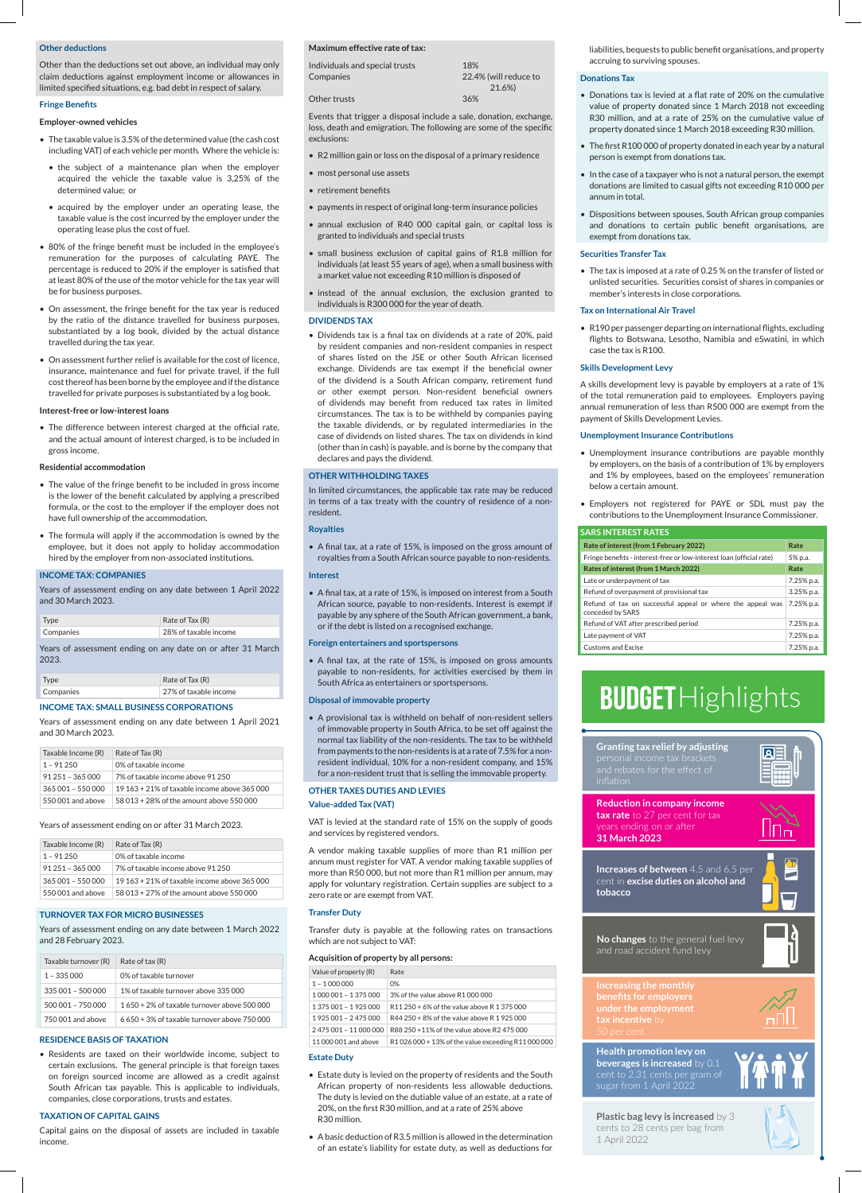### Other deductions

Other than the deductions set out above, an individual may only claim deductions against employment income or allowances in limited specified situations, e.g. bad debt in respect of salary.

### Fringe Benefits

**Employer-owned vehicles**

- The taxable value is 3.5% of the determined value (the cash cost including VAT) of each vehicle per month. Where the vehicle is:
  - the subject of a maintenance plan when the employer acquired the vehicle the taxable value is 3,25% of the determined value; or
  - acquired by the employer under an operating lease, the taxable value is the cost incurred by the employer under the operating lease plus the cost of fuel.
- 80% of the fringe benefit must be included in the employee's remuneration for the purposes of calculating PAYE. The percentage is reduced to 20% if the employer is satisfied that at least 80% of the use of the motor vehicle for the tax year will be for business purposes.
- On assessment, the fringe benefit for the tax year is reduced by the ratio of the distance travelled for business purposes, substantiated by a log book, divided by the actual distance travelled during the tax year.
- On assessment further relief is available for the cost of licence, insurance, maintenance and fuel for private travel, if the full cost thereof has been borne by the employee and if the distance travelled for private purposes is substantiated by a log book.

**Interest-free or low-interest loans**

- The difference between interest charged at the official rate, and the actual amount of interest charged, is to be included in gross income.

**Residential accommodation**

- The value of the fringe benefit to be included in gross income is the lower of the benefit calculated by applying a prescribed formula, or the cost to the employer if the employer does not have full ownership of the accommodation.
- The formula will apply if the accommodation is owned by the employee, but it does not apply to holiday accommodation hired by the employer from non-associated institutions.

### INCOME TAX: COMPANIES

Years of assessment ending on any date between 1 April 2022 and 30 March 2023.

| Type | Rate of Tax (R) |
|---|---|
| Companies | 28% of taxable income |

Years of assessment ending on any date on or after 31 March 2023.

| Type | Rate of Tax (R) |
|---|---|
| Companies | 27% of taxable income |

### INCOME TAX: SMALL BUSINESS CORPORATIONS

Years of assessment ending on any date between 1 April 2021 and 30 March 2023.

| Taxable Income (R) | Rate of Tax (R) |
|---|---|
| 1 – 91 250 | 0% of taxable income |
| 91 251 – 365 000 | 7% of taxable income above 91 250 |
| 365 001 – 550 000 | 19 163 + 21% of taxable income above 365 000 |
| 550 001 and above | 58 013 + 28% of the amount above 550 000 |

Years of assessment ending on or after 31 March 2023.

| Taxable Income (R) | Rate of Tax (R) |
|---|---|
| 1 – 91 250 | 0% of taxable income |
| 91 251 – 365 000 | 7% of taxable income above 91 250 |
| 365 001 – 550 000 | 19 163 + 21% of taxable income above 365 000 |
| 550 001 and above | 58 013 + 27% of the amount above 550 000 |

### TURNOVER TAX FOR MICRO BUSINESSES

Years of assessment ending on any date between 1 March 2022 and 28 February 2023.

| Taxable turnover (R) | Rate of tax (R) |
|---|---|
| 1 – 335 000 | 0% of taxable turnover |
| 335 001 – 500 000 | 1% of taxable turnover above 335 000 |
| 500 001 – 750 000 | 1 650 + 2% of taxable turnover above 500 000 |
| 750 001 and above | 6 650 + 3% of taxable turnover above 750 000 |

### RESIDENCE BASIS OF TAXATION

- Residents are taxed on their worldwide income, subject to certain exclusions. The general principle is that foreign taxes on foreign sourced income are allowed as a credit against South African tax payable. This is applicable to individuals, companies, close corporations, trusts and estates.

### TAXATION OF CAPITAL GAINS

Capital gains on the disposal of assets are included in taxable income.

**Maximum effective rate of tax:**

| | |
|---|---|
| Individuals and special trusts | 18% |
| Companies | 22.4% (will reduce to 21.6%) |
| Other trusts | 36% |

Events that trigger a disposal include a sale, donation, exchange, loss, death and emigration. The following are some of the specific exclusions:

- R2 million gain or loss on the disposal of a primary residence
- most personal use assets
- retirement benefits
- payments in respect of original long-term insurance policies
- annual exclusion of R40 000 capital gain, or capital loss is granted to individuals and special trusts
- small business exclusion of capital gains of R1.8 million for individuals (at least 55 years of age), when a small business with a market value not exceeding R10 million is disposed of
- instead of the annual exclusion, the exclusion granted to individuals is R300 000 for the year of death.

### DIVIDENDS TAX

- Dividends tax is a final tax on dividends at a rate of 20%, paid by resident companies and non-resident companies in respect of shares listed on the JSE or other South African licensed exchange. Dividends are tax exempt if the beneficial owner of the dividend is a South African company, retirement fund or other exempt person. Non-resident beneficial owners of dividends may benefit from reduced tax rates in limited circumstances. The tax is to be withheld by companies paying the taxable dividends, or by regulated intermediaries in the case of dividends on listed shares. The tax on dividends in kind (other than in cash) is payable, and is borne by the company that declares and pays the dividend.

### OTHER WITHHOLDING TAXES

In limited circumstances, the applicable tax rate may be reduced in terms of a tax treaty with the country of residence of a non-resident.

#### Royalties

- A final tax, at a rate of 15%, is imposed on the gross amount of royalties from a South African source payable to non-residents.

#### Interest

- A final tax, at a rate of 15%, is imposed on interest from a South African source, payable to non-residents. Interest is exempt if payable by any sphere of the South African government, a bank, or if the debt is listed on a recognised exchange.

#### Foreign entertainers and sportspersons

- A final tax, at the rate of 15%, is imposed on gross amounts payable to non-residents, for activities exercised by them in South Africa as entertainers or sportspersons.

#### Disposal of immovable property

- A provisional tax is withheld on behalf of non-resident sellers of immovable property in South Africa, to be set off against the normal tax liability of the non-residents. The tax to be withheld from payments to the non-residents is at a rate of 7.5% for a non-resident individual, 10% for a non-resident company, and 15% for a non-resident trust that is selling the immovable property.

### OTHER TAXES DUTIES AND LEVIES

#### Value-added Tax (VAT)

VAT is levied at the standard rate of 15% on the supply of goods and services by registered vendors.

A vendor making taxable supplies of more than R1 million per annum must register for VAT. A vendor making taxable supplies of more than R50 000, but not more than R1 million per annum, may apply for voluntary registration. Certain supplies are subject to a zero rate or are exempt from VAT.

#### Transfer Duty

Transfer duty is payable at the following rates on transactions which are not subject to VAT:

**Acquisition of property by all persons:**

| Value of property (R) | Rate |
|---|---|
| 1 – 1 000 000 | 0% |
| 1 000 001 – 1 375 000 | 3% of the value above R 1 000 000 |
| 1 375 001 – 1 925 000 | R11 250 + 6% of the value above R 1 375 000 |
| 1 925 001 – 2 475 000 | R44 250 + 8% of the value above R 1 925 000 |
| 2 475 001 – 11 000 000 | R88 250 +11% of the value above R2 475 000 |
| 11 000 001 and above | R1 026 000 + 13% of the value exceeding R11 000 000 |

#### Estate Duty

- Estate duty is levied on the property of residents and the South African property of non-residents less allowable deductions. The duty is levied on the dutiable value of an estate at a rate of 20%, on the first R30 million, and at a rate of 25% above R30 million.
- A basic deduction of R3.5 million is allowed in the determination of an estate's liability for estate duty, as well as deductions for liabilities, bequests to public benefit organisations, and property accruing to surviving spouses.

#### Donations Tax

- Donations tax is levied at a flat rate of 20% on the cumulative value of property donated since 1 March 2018 not exceeding R30 million, and at a rate of 25% on the cumulative value of property donated since 1 March 2018 exceeding R30 million.
- The first R100 000 of property donated in each year by a natural person is exempt from donations tax.
- In the case of a taxpayer who is not a natural person, the exempt donations are limited to casual gifts not exceeding R10 000 per annum in total.
- Dispositions between spouses, South African group companies and donations to certain public benefit organisations, are exempt from donations tax.

#### Securities Transfer Tax

- The tax is imposed at a rate of 0.25 % on the transfer of listed or unlisted securities. Securities consist of shares in companies or member's interests in close corporations.

#### Tax on International Air Travel

- R190 per passenger departing on international flights, excluding flights to Botswana, Lesotho, Namibia and eSwatini, in which case the tax is R100.

#### Skills Development Levy

A skills development levy is payable by employers at a rate of 1% of the total remuneration paid to employees. Employers paying annual remuneration of less than R500 000 are exempt from the payment of Skills Development Levies.

#### Unemployment Insurance Contributions

- Unemployment insurance contributions are payable monthly by employers, on the basis of a contribution of 1% by employers and 1% by employees, based on the employees' remuneration below a certain amount.
- Employers not registered for PAYE or SDL must pay the contributions to the Unemployment Insurance Commissioner.

### SARS INTEREST RATES

| Rate of interest (from 1 February 2022) | Rate |
|---|---|
| Fringe benefits - interest-free or low-interest loan (official rate) | 5% p.a. |
| **Rates of interest (from 1 March 2022)** | **Rate** |
| Late or underpayment of tax | 7.25% p.a. |
| Refund of overpayment of provisional tax | 3.25% p.a. |
| Refund of tax on successful appeal or where the appeal was conceded by SARS | 7.25% p.a. |
| Refund of VAT after prescribed period | 7.25% p.a. |
| Late payment of VAT | 7.25% p.a. |
| Customs and Excise | 7.25% p.a. |

## BUDGET Highlights

**Granting tax relief by adjusting** personal income tax brackets and rebates for the effect of inflation

**Reduction in company income tax rate** to 27 per cent for tax years ending on or after **31 March 2023**

**Increases of between** 4.5 and 6.5 per cent in **excise duties on alcohol and tobacco**

**No changes** to the general fuel levy and road accident fund levy

**Increasing the monthly benefits for employers under the employment tax incentive** by 50 per cent

**Health promotion levy on beverages is increased** by 0.1 cent to 2.31 cents per gram of sugar from 1 April 2022

**Plastic bag levy is increased** by 3 cents to 28 cents per bag from 1 April 2022